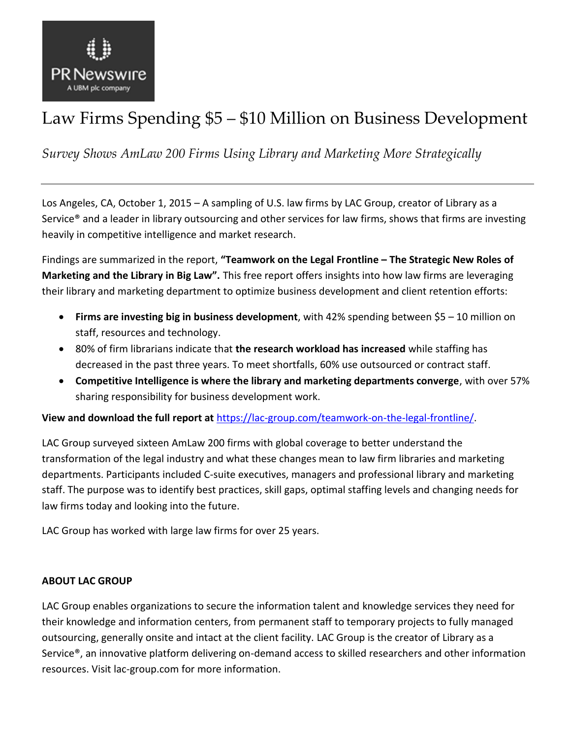PR Newswire
A UBM plc company

# Law Firms Spending $5 – $10 Million on Business Development

*Survey Shows AmLaw 200 Firms Using Library and Marketing More Strategically*

---

Los Angeles, CA, October 1, 2015 – A sampling of U.S. law firms by LAC Group, creator of Library as a Service® and a leader in library outsourcing and other services for law firms, shows that firms are investing heavily in competitive intelligence and market research.

Findings are summarized in the report, **"Teamwork on the Legal Frontline – The Strategic New Roles of Marketing and the Library in Big Law".** This free report offers insights into how law firms are leveraging their library and marketing department to optimize business development and client retention efforts:

- **Firms are investing big in business development**, with 42% spending between $5 – 10 million on staff, resources and technology.
- 80% of firm librarians indicate that **the research workload has increased** while staffing has decreased in the past three years. To meet shortfalls, 60% use outsourced or contract staff.
- **Competitive Intelligence is where the library and marketing departments converge**, with over 57% sharing responsibility for business development work.

**View and download the full report at** https://lac-group.com/teamwork-on-the-legal-frontline/.

LAC Group surveyed sixteen AmLaw 200 firms with global coverage to better understand the transformation of the legal industry and what these changes mean to law firm libraries and marketing departments. Participants included C-suite executives, managers and professional library and marketing staff. The purpose was to identify best practices, skill gaps, optimal staffing levels and changing needs for law firms today and looking into the future.

LAC Group has worked with large law firms for over 25 years.

**ABOUT LAC GROUP**

LAC Group enables organizations to secure the information talent and knowledge services they need for their knowledge and information centers, from permanent staff to temporary projects to fully managed outsourcing, generally onsite and intact at the client facility. LAC Group is the creator of Library as a Service®, an innovative platform delivering on-demand access to skilled researchers and other information resources. Visit lac-group.com for more information.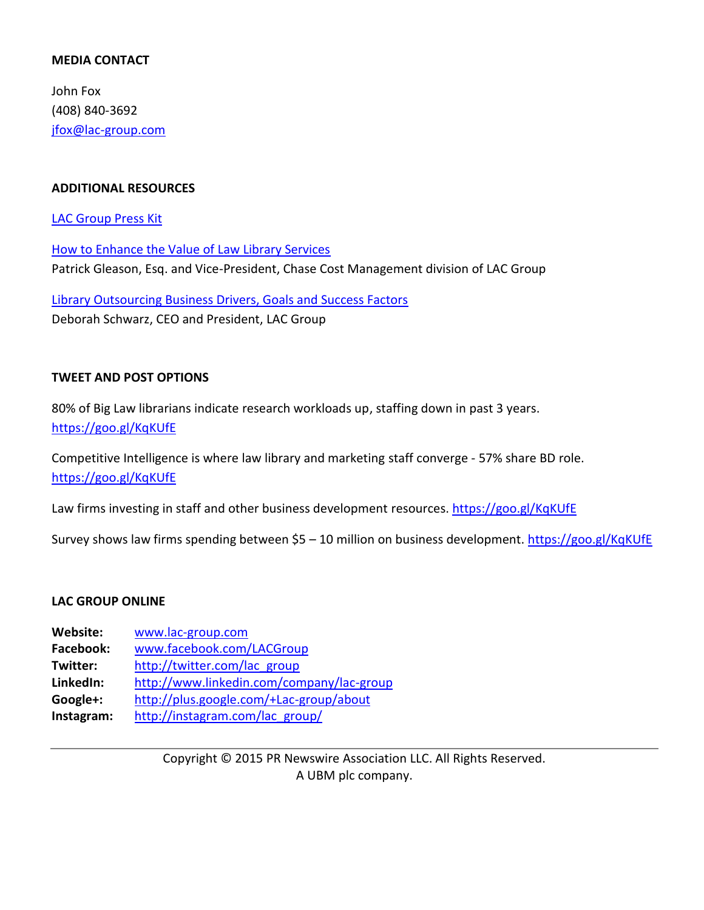**MEDIA CONTACT**

John Fox
(408) 840-3692
jfox@lac-group.com

**ADDITIONAL RESOURCES**

LAC Group Press Kit

How to Enhance the Value of Law Library Services
Patrick Gleason, Esq. and Vice-President, Chase Cost Management division of LAC Group

Library Outsourcing Business Drivers, Goals and Success Factors
Deborah Schwarz, CEO and President, LAC Group

**TWEET AND POST OPTIONS**

80% of Big Law librarians indicate research workloads up, staffing down in past 3 years.
https://goo.gl/KqKUfE

Competitive Intelligence is where law library and marketing staff converge - 57% share BD role.
https://goo.gl/KqKUfE

Law firms investing in staff and other business development resources. https://goo.gl/KqKUfE

Survey shows law firms spending between $5 – 10 million on business development. https://goo.gl/KqKUfE

**LAC GROUP ONLINE**

| | |
|---|---|
| **Website:** | www.lac-group.com |
| **Facebook:** | www.facebook.com/LACGroup |
| **Twitter:** | http://twitter.com/lac_group |
| **LinkedIn:** | http://www.linkedin.com/company/lac-group |
| **Google+:** | http://plus.google.com/+Lac-group/about |
| **Instagram:** | http://instagram.com/lac_group/ |

Copyright © 2015 PR Newswire Association LLC. All Rights Reserved.
A UBM plc company.